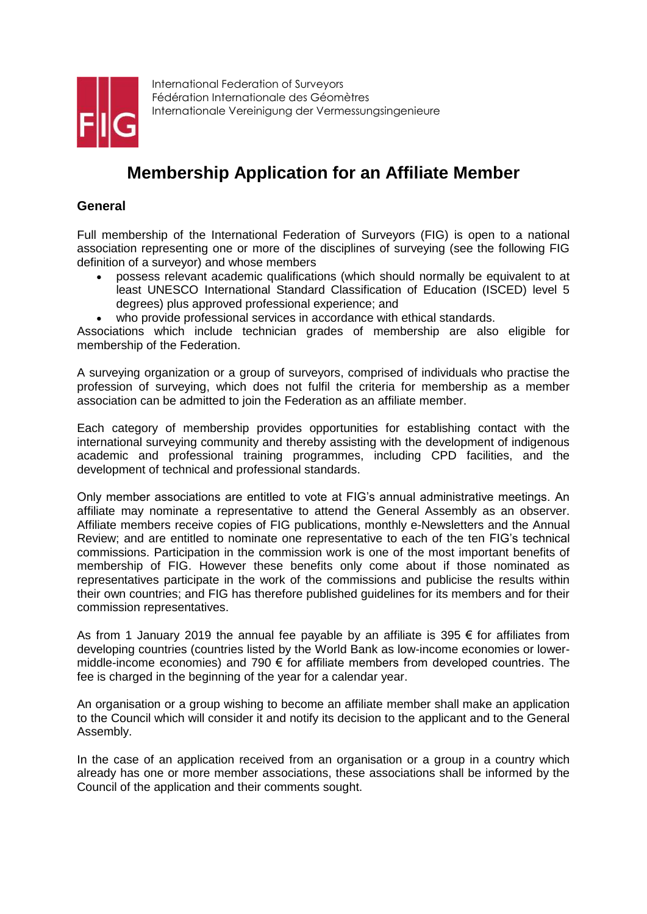International Federation of Surveyors
Fédération Internationale des Géomètres
Internationale Vereinigung der Vermessungsingenieure

# Membership Application for an Affiliate Member

## General

Full membership of the International Federation of Surveyors (FIG) is open to a national association representing one or more of the disciplines of surveying (see the following FIG definition of a surveyor) and whose members

- possess relevant academic qualifications (which should normally be equivalent to at least UNESCO International Standard Classification of Education (ISCED) level 5 degrees) plus approved professional experience; and
- who provide professional services in accordance with ethical standards.

Associations which include technician grades of membership are also eligible for membership of the Federation.

A surveying organization or a group of surveyors, comprised of individuals who practise the profession of surveying, which does not fulfil the criteria for membership as a member association can be admitted to join the Federation as an affiliate member.

Each category of membership provides opportunities for establishing contact with the international surveying community and thereby assisting with the development of indigenous academic and professional training programmes, including CPD facilities, and the development of technical and professional standards.

Only member associations are entitled to vote at FIG's annual administrative meetings. An affiliate may nominate a representative to attend the General Assembly as an observer. Affiliate members receive copies of FIG publications, monthly e-Newsletters and the Annual Review; and are entitled to nominate one representative to each of the ten FIG's technical commissions. Participation in the commission work is one of the most important benefits of membership of FIG. However these benefits only come about if those nominated as representatives participate in the work of the commissions and publicise the results within their own countries; and FIG has therefore published guidelines for its members and for their commission representatives.

As from 1 January 2019 the annual fee payable by an affiliate is 395 € for affiliates from developing countries (countries listed by the World Bank as low-income economies or lower-middle-income economies) and 790 € for affiliate members from developed countries. The fee is charged in the beginning of the year for a calendar year.

An organisation or a group wishing to become an affiliate member shall make an application to the Council which will consider it and notify its decision to the applicant and to the General Assembly.

In the case of an application received from an organisation or a group in a country which already has one or more member associations, these associations shall be informed by the Council of the application and their comments sought.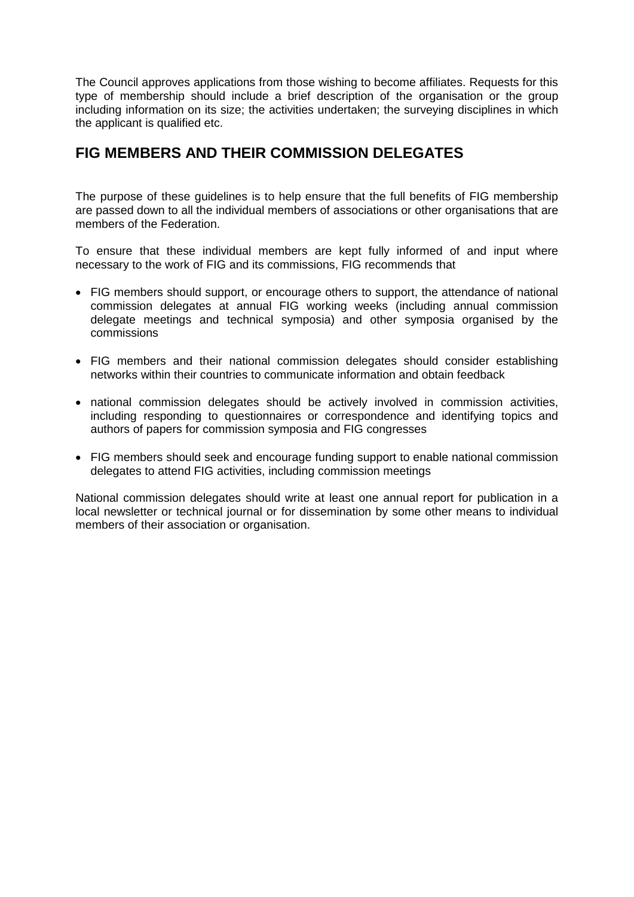The Council approves applications from those wishing to become affiliates. Requests for this type of membership should include a brief description of the organisation or the group including information on its size; the activities undertaken; the surveying disciplines in which the applicant is qualified etc.

## FIG MEMBERS AND THEIR COMMISSION DELEGATES

The purpose of these guidelines is to help ensure that the full benefits of FIG membership are passed down to all the individual members of associations or other organisations that are members of the Federation.

To ensure that these individual members are kept fully informed of and input where necessary to the work of FIG and its commissions, FIG recommends that

- FIG members should support, or encourage others to support, the attendance of national commission delegates at annual FIG working weeks (including annual commission delegate meetings and technical symposia) and other symposia organised by the commissions
- FIG members and their national commission delegates should consider establishing networks within their countries to communicate information and obtain feedback
- national commission delegates should be actively involved in commission activities, including responding to questionnaires or correspondence and identifying topics and authors of papers for commission symposia and FIG congresses
- FIG members should seek and encourage funding support to enable national commission delegates to attend FIG activities, including commission meetings

National commission delegates should write at least one annual report for publication in a local newsletter or technical journal or for dissemination by some other means to individual members of their association or organisation.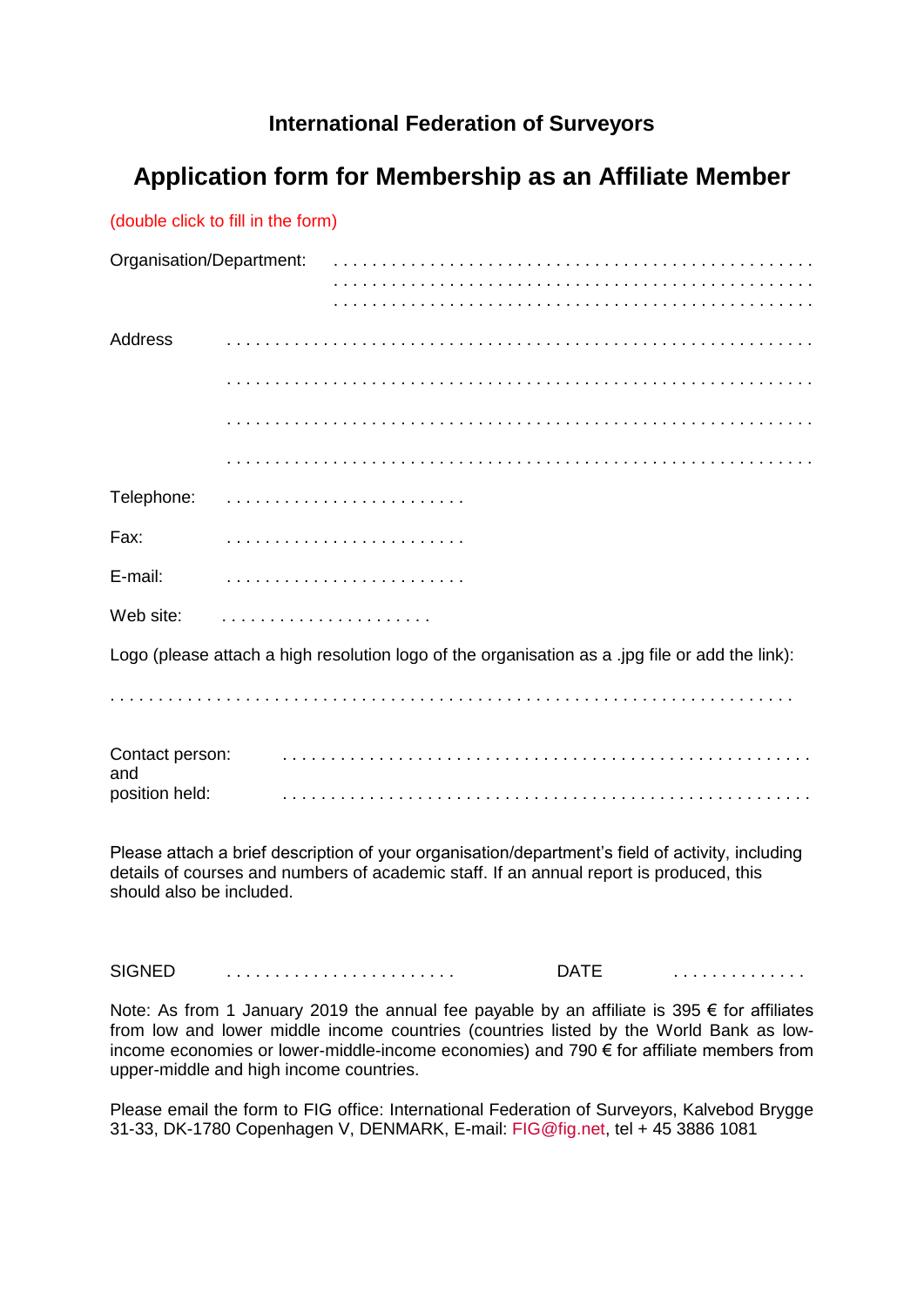## International Federation of Surveyors

# Application form for Membership as an Affiliate Member

(double click to fill in the form)

Organisation/Department: . . . . . . . . . . . . . . . . . . . . . . . . . . . . . . . . . . . . . . . . . . . . . . .
. . . . . . . . . . . . . . . . . . . . . . . . . . . . . . . . . . . . . . . . . . . . . . .
. . . . . . . . . . . . . . . . . . . . . . . . . . . . . . . . . . . . . . . . . . . . . . .

Address . . . . . . . . . . . . . . . . . . . . . . . . . . . . . . . . . . . . . . . . . . . . . . . . . . . . . . . . .

. . . . . . . . . . . . . . . . . . . . . . . . . . . . . . . . . . . . . . . . . . . . . . . . . . . . . . . . .

. . . . . . . . . . . . . . . . . . . . . . . . . . . . . . . . . . . . . . . . . . . . . . . . . . . . . . . . .

. . . . . . . . . . . . . . . . . . . . . . . . . . . . . . . . . . . . . . . . . . . . . . . . . . . . . . . . .

Telephone: . . . . . . . . . . . . . . . . . . . . . . . . .

Fax: . . . . . . . . . . . . . . . . . . . . . . . . .

E-mail: . . . . . . . . . . . . . . . . . . . . . . . . .

Web site: . . . . . . . . . . . . . . . . . . . . . .

Logo (please attach a high resolution logo of the organisation as a .jpg file or add the link):

. . . . . . . . . . . . . . . . . . . . . . . . . . . . . . . . . . . . . . . . . . . . . . . . . . . . . . . . . . . . . . . . . . . .

Contact person: . . . . . . . . . . . . . . . . . . . . . . . . . . . . . . . . . . . . . . . . . . . . . . . . . . . .
and
position held: . . . . . . . . . . . . . . . . . . . . . . . . . . . . . . . . . . . . . . . . . . . . . . . . . . . .

Please attach a brief description of your organisation/department's field of activity, including details of courses and numbers of academic staff. If an annual report is produced, this should also be included.

SIGNED . . . . . . . . . . . . . . . . . . . . . . . . DATE . . . . . . . . . . . . . .

Note: As from 1 January 2019 the annual fee payable by an affiliate is 395 € for affiliates from low and lower middle income countries (countries listed by the World Bank as low-income economies or lower-middle-income economies) and 790 € for affiliate members from upper-middle and high income countries.

Please email the form to FIG office: International Federation of Surveyors, Kalvebod Brygge 31-33, DK-1780 Copenhagen V, DENMARK, E-mail: FIG@fig.net, tel + 45 3886 1081